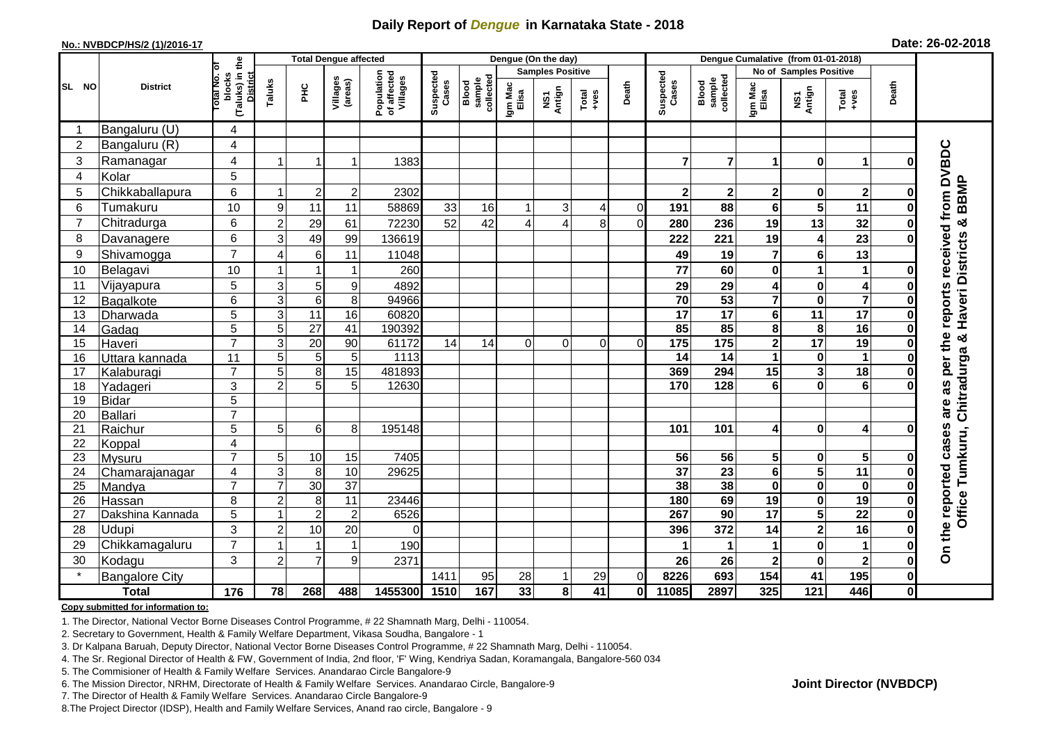# Daily Report of *Dengue* in Karnataka State - 2018

**No.: NVBDCP/HS/2 (1)/2016-17**

**Date: 26-02-2018**

| SL NO | District | Total No. of blocks (Taluks) in the District | Total Dengue affected | | | | Dengue (On the day) | | | | | | | Dengue Cumalative (from 01-01-2018) | | | | | | | |
|---|---|---|---|---|---|---|---|---|---|---|---|---|---|---|---|---|---|---|---|---|
| | | | Taluks | PHC | Villages (areas) | Population of affected Villages | Suspected Cases | Blood sample collected | Samples Positive | | | Death | Suspected Cases | Blood sample collected | No of Samples Positive | | | Death | |
| | | | | | | | | | Igm Mac Elisa | NS1 Antign | Total +ves | | | | Igm Mac Elisa | NS1 Antign | Total +ves | | |
| 1 | Bangaluru (U) | 4 | | | | | | | | | | | | | | | | | On the reported cases are as per the reports received from DVBDC Office Tumkuru, Chitradurga & Haveri Districts & BBMP |
| 2 | Bangaluru (R) | 4 | | | | | | | | | | | | | | | | | |
| 3 | Ramanagar | 4 | 1 | 1 | 1 | 1383 | | | | | | | 7 | 7 | 1 | 0 | 1 | 0 | |
| 4 | Kolar | 5 | | | | | | | | | | | | | | | | | |
| 5 | Chikkaballapura | 6 | 1 | 2 | 2 | 2302 | | | | | | | 2 | 2 | 2 | 0 | 2 | 0 | |
| 6 | Tumakuru | 10 | 9 | 11 | 11 | 58869 | 33 | 16 | 1 | 3 | 4 | 0 | 191 | 88 | 6 | 5 | 11 | 0 | |
| 7 | Chitradurga | 6 | 2 | 29 | 61 | 72230 | 52 | 42 | 4 | 4 | 8 | 0 | 280 | 236 | 19 | 13 | 32 | 0 | |
| 8 | Davanagere | 6 | 3 | 49 | 99 | 136619 | | | | | | | 222 | 221 | 19 | 4 | 23 | 0 | |
| 9 | Shivamogga | 7 | 4 | 6 | 11 | 11048 | | | | | | | 49 | 19 | 7 | 6 | 13 | | |
| 10 | Belagavi | 10 | 1 | 1 | 1 | 260 | | | | | | | 77 | 60 | 0 | 1 | 1 | 0 | |
| 11 | Vijayapura | 5 | 3 | 5 | 9 | 4892 | | | | | | | 29 | 29 | 4 | 0 | 4 | 0 | |
| 12 | Bagalkote | 6 | 3 | 6 | 8 | 94966 | | | | | | | 70 | 53 | 7 | 0 | 7 | 0 | |
| 13 | Dharwada | 5 | 3 | 11 | 16 | 60820 | | | | | | | 17 | 17 | 6 | 11 | 17 | 0 | |
| 14 | Gadag | 5 | 5 | 27 | 41 | 190392 | | | | | | | 85 | 85 | 8 | 8 | 16 | 0 | |
| 15 | Haveri | 7 | 3 | 20 | 90 | 61172 | 14 | 14 | 0 | 0 | 0 | 0 | 175 | 175 | 2 | 17 | 19 | 0 | |
| 16 | Uttara kannada | 11 | 5 | 5 | 5 | 1113 | | | | | | | 14 | 14 | 1 | 0 | 1 | 0 | |
| 17 | Kalaburagi | 7 | 5 | 8 | 15 | 481893 | | | | | | | 369 | 294 | 15 | 3 | 18 | 0 | |
| 18 | Yadageri | 3 | 2 | 5 | 5 | 12630 | | | | | | | 170 | 128 | 6 | 0 | 6 | 0 | |
| 19 | Bidar | 5 | | | | | | | | | | | | | | | | | |
| 20 | Ballari | 7 | | | | | | | | | | | | | | | | | |
| 21 | Raichur | 5 | 5 | 6 | 8 | 195148 | | | | | | | 101 | 101 | 4 | 0 | 4 | 0 | |
| 22 | Koppal | 4 | | | | | | | | | | | | | | | | | |
| 23 | Mysuru | 7 | 5 | 10 | 15 | 7405 | | | | | | | 56 | 56 | 5 | 0 | 5 | 0 | |
| 24 | Chamarajanagar | 4 | 3 | 8 | 10 | 29625 | | | | | | | 37 | 23 | 6 | 5 | 11 | 0 | |
| 25 | Mandya | 7 | 7 | 30 | 37 | | | | | | | | 38 | 38 | 0 | 0 | 0 | 0 | |
| 26 | Hassan | 8 | 2 | 8 | 11 | 23446 | | | | | | | 180 | 69 | 19 | 0 | 19 | 0 | |
| 27 | Dakshina Kannada | 5 | 1 | 2 | 2 | 6526 | | | | | | | 267 | 90 | 17 | 5 | 22 | 0 | |
| 28 | Udupi | 3 | 2 | 10 | 20 | 0 | | | | | | | 396 | 372 | 14 | 2 | 16 | 0 | |
| 29 | Chikkamagaluru | 7 | 1 | 1 | 1 | 190 | | | | | | | 1 | 1 | 1 | 0 | 1 | 0 | |
| 30 | Kodagu | 3 | 2 | 7 | 9 | 2371 | | | | | | | 26 | 26 | 2 | 0 | 2 | 0 | |
| * | Bangalore City | | | | | | 1411 | 95 | 28 | 1 | 29 | 0 | 8226 | 693 | 154 | 41 | 195 | 0 | |
| | **Total** | **176** | **78** | **268** | **488** | **1455300** | **1510** | **167** | **33** | **8** | **41** | **0** | **11085** | **2897** | **325** | **121** | **446** | **0** | |

**Copy submitted for information to:**

1. The Director, National Vector Borne Diseases Control Programme, # 22 Shamnath Marg, Delhi - 110054.
2. Secretary to Government, Health & Family Welfare Department, Vikasa Soudha, Bangalore - 1
3. Dr Kalpana Baruah, Deputy Director, National Vector Borne Diseases Control Programme, # 22 Shamnath Marg, Delhi - 110054.
4. The Sr. Regional Director of Health & FW, Government of India, 2nd floor, 'F' Wing, Kendriya Sadan, Koramangala, Bangalore-560 034
5. The Commisioner of Health & Family Welfare Services. Anandarao Circle Bangalore-9
6. The Mission Director, NRHM, Directorate of Health & Family Welfare Services. Anandarao Circle, Bangalore-9
7. The Director of Health & Family Welfare Services. Anandarao Circle Bangalore-9
8. The Project Director (IDSP), Health and Family Welfare Services, Anand rao circle, Bangalore - 9

**Joint Director (NVBDCP)**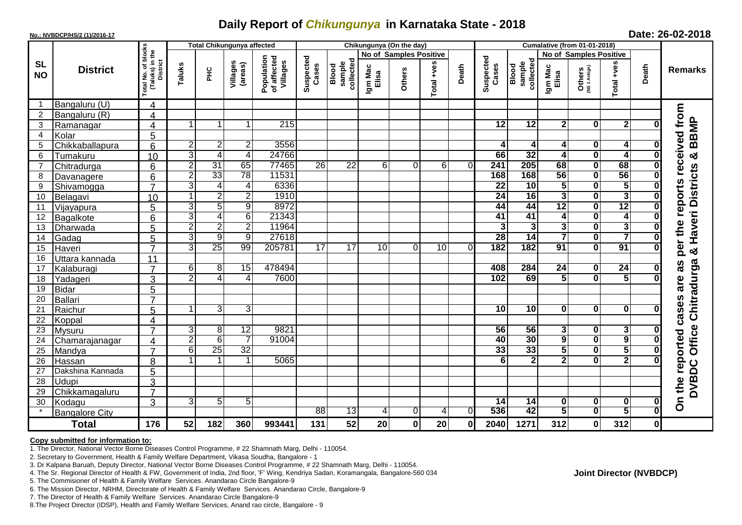# Daily Report of *Chikungunya* in Karnataka State - 2018

**No.: NVBDCP/HS/2 (1)/2016-17**

**Date: 26-02-2018**

| SL NO | District | Total No. of blocks (Taluks) in the District | Total Chikungunya affected | | | | Chikungunya (On the day) | | | | | | | Cumalative (from 01-01-2018) | | | | | | | Remarks |
|---|---|---|---|---|---|---|---|---|---|---|---|---|---|---|---|---|---|---|---|---|---|
| | | | Taluks | PHC | Villages (areas) | Population of affected Villages | Suspected Cases | Blood sample collected | No of Samples Positive | | | Death | | Suspected Cases | Blood sample collected | No of Samples Positive | | | Death | |
| | | | | | | | | | Igm Mac Elisa | Others | Total +ves | | | | | Igm Mac Elisa | Others (NS 1 Antign) | Total +ves | | |
| 1 | Bangaluru (U) | 4 | | | | | | | | | | | | | | | | | | On the reported cases are as per the reports received from DVBDC Office Chitradurga & Haveri Districts & BBMP |
| 2 | Bangaluru (R) | 4 | | | | | | | | | | | | | | | | | | |
| 3 | Ramanagar | 4 | 1 | 1 | 1 | 215 | | | | | | | 12 | 12 | 2 | 0 | 2 | 0 | |
| 4 | Kolar | 5 | | | | | | | | | | | | | | | | | | |
| 5 | Chikkaballapura | 6 | 2 | 2 | 2 | 3556 | | | | | | | 4 | 4 | 4 | 0 | 4 | 0 | |
| 6 | Tumakuru | 10 | 3 | 4 | 4 | 24766 | | | | | | | 66 | 32 | 4 | 0 | 4 | 0 | |
| 7 | Chitradurga | 6 | 2 | 31 | 65 | 77465 | 26 | 22 | 6 | 0 | 6 | 0 | 241 | 205 | 68 | 0 | 68 | 0 | |
| 8 | Davanagere | 6 | 2 | 33 | 78 | 11531 | | | | | | | 168 | 168 | 56 | 0 | 56 | 0 | |
| 9 | Shivamogga | 7 | 3 | 4 | 4 | 6336 | | | | | | | 22 | 10 | 5 | 0 | 5 | 0 | |
| 10 | Belagavi | 10 | 1 | 2 | 2 | 1910 | | | | | | | 24 | 16 | 3 | 0 | 3 | 0 | |
| 11 | Vijayapura | 5 | 3 | 5 | 9 | 8972 | | | | | | | 44 | 44 | 12 | 0 | 12 | 0 | |
| 12 | Bagalkote | 6 | 3 | 4 | 6 | 21343 | | | | | | | 41 | 41 | 4 | 0 | 4 | 0 | |
| 13 | Dharwada | 5 | 2 | 2 | 2 | 11964 | | | | | | | 3 | 3 | 3 | 0 | 3 | 0 | |
| 14 | Gadag | 5 | 3 | 9 | 9 | 27618 | | | | | | | 28 | 14 | 7 | 0 | 7 | 0 | |
| 15 | Haveri | 7 | 3 | 25 | 99 | 205781 | 17 | 17 | 10 | 0 | 10 | 0 | 182 | 182 | 91 | 0 | 91 | 0 | |
| 16 | Uttara kannada | 11 | | | | | | | | | | | | | | | | | | |
| 17 | Kalaburagi | 7 | 6 | 8 | 15 | 478494 | | | | | | | 408 | 284 | 24 | 0 | 24 | 0 | |
| 18 | Yadageri | 3 | 2 | 4 | 4 | 7600 | | | | | | | 102 | 69 | 5 | 0 | 5 | 0 | |
| 19 | Bidar | 5 | | | | | | | | | | | | | | | | | | |
| 20 | Ballari | 7 | | | | | | | | | | | | | | | | | | |
| 21 | Raichur | 5 | 1 | 3 | 3 | | | | | | | | 10 | 10 | 0 | 0 | 0 | 0 | |
| 22 | Koppal | 4 | | | | | | | | | | | | | | | | | | |
| 23 | Mysuru | 7 | 3 | 8 | 12 | 9821 | | | | | | | 56 | 56 | 3 | 0 | 3 | 0 | |
| 24 | Chamarajanagar | 4 | 2 | 6 | 7 | 91004 | | | | | | | 40 | 30 | 9 | 0 | 9 | 0 | |
| 25 | Mandya | 7 | 6 | 25 | 32 | | | | | | | | 33 | 33 | 5 | 0 | 5 | 0 | |
| 26 | Hassan | 8 | 1 | 1 | 1 | 5065 | | | | | | | 6 | 2 | 2 | 0 | 2 | 0 | |
| 27 | Dakshina Kannada | 5 | | | | | | | | | | | | | | | | | | |
| 28 | Udupi | 3 | | | | | | | | | | | | | | | | | | |
| 29 | Chikkamagaluru | 7 | | | | | | | | | | | | | | | | | | |
| 30 | Kodagu | 3 | 3 | 5 | 5 | | | | | | | | 14 | 14 | 0 | 0 | 0 | 0 | |
| * | Bangalore City | | | | | | 88 | 13 | 4 | 0 | 4 | 0 | 536 | 42 | 5 | 0 | 5 | 0 | |
| **Total** | | **176** | **52** | **182** | **360** | **993441** | **131** | **52** | **20** | **0** | **20** | **0** | **2040** | **1271** | **312** | **0** | **312** | **0** | |

**Copy submitted for information to:**

1. The Director, National Vector Borne Diseases Control Programme, # 22 Shamnath Marg, Delhi - 110054.
2. Secretary to Government, Health & Family Welfare Department, Vikasa Soudha, Bangalore - 1
3. Dr Kalpana Baruah, Deputy Director, National Vector Borne Diseases Control Programme, # 22 Shamnath Marg, Delhi - 110054.
4. The Sr. Regional Director of Health & FW, Government of India, 2nd floor, 'F' Wing, Kendriya Sadan, Koramangala, Bangalore-560 034
5. The Commisioner of Health & Family Welfare Services. Anandarao Circle Bangalore-9
6. The Mission Director, NRHM, Directorate of Health & Family Welfare Services. Anandarao Circle, Bangalore-9
7. The Director of Health & Family Welfare Services. Anandarao Circle Bangalore-9
8. The Project Director (IDSP), Health and Family Welfare Services, Anand rao circle, Bangalore - 9

**Joint Director (NVBDCP)**